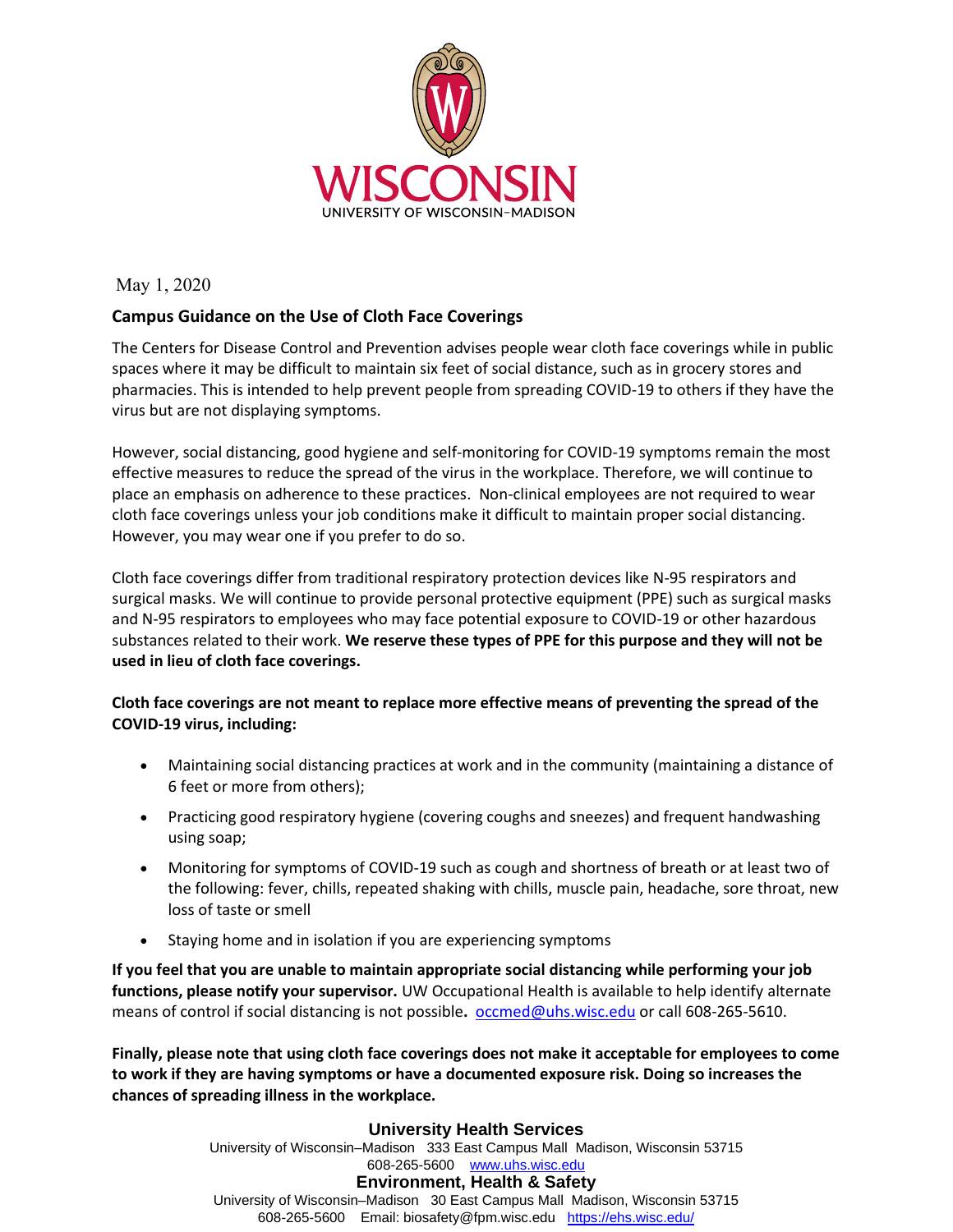WISCONSIN
UNIVERSITY OF WISCONSIN–MADISON

May 1, 2020

## Campus Guidance on the Use of Cloth Face Coverings

The Centers for Disease Control and Prevention advises people wear cloth face coverings while in public spaces where it may be difficult to maintain six feet of social distance, such as in grocery stores and pharmacies. This is intended to help prevent people from spreading COVID-19 to others if they have the virus but are not displaying symptoms.

However, social distancing, good hygiene and self-monitoring for COVID-19 symptoms remain the most effective measures to reduce the spread of the virus in the workplace. Therefore, we will continue to place an emphasis on adherence to these practices. Non-clinical employees are not required to wear cloth face coverings unless your job conditions make it difficult to maintain proper social distancing. However, you may wear one if you prefer to do so.

Cloth face coverings differ from traditional respiratory protection devices like N-95 respirators and surgical masks. We will continue to provide personal protective equipment (PPE) such as surgical masks and N-95 respirators to employees who may face potential exposure to COVID-19 or other hazardous substances related to their work. **We reserve these types of PPE for this purpose and they will not be used in lieu of cloth face coverings.**

**Cloth face coverings are not meant to replace more effective means of preventing the spread of the COVID-19 virus, including:**

- Maintaining social distancing practices at work and in the community (maintaining a distance of 6 feet or more from others);
- Practicing good respiratory hygiene (covering coughs and sneezes) and frequent handwashing using soap;
- Monitoring for symptoms of COVID-19 such as cough and shortness of breath or at least two of the following: fever, chills, repeated shaking with chills, muscle pain, headache, sore throat, new loss of taste or smell
- Staying home and in isolation if you are experiencing symptoms

**If you feel that you are unable to maintain appropriate social distancing while performing your job functions, please notify your supervisor.** UW Occupational Health is available to help identify alternate means of control if social distancing is not possible**.** occmed@uhs.wisc.edu or call 608-265-5610.

**Finally, please note that using cloth face coverings does not make it acceptable for employees to come to work if they are having symptoms or have a documented exposure risk. Doing so increases the chances of spreading illness in the workplace.**

**University Health Services**
University of Wisconsin–Madison 333 East Campus Mall Madison, Wisconsin 53715
608-265-5600 www.uhs.wisc.edu

**Environment, Health & Safety**
University of Wisconsin–Madison 30 East Campus Mall Madison, Wisconsin 53715
608-265-5600 Email: biosafety@fpm.wisc.edu https://ehs.wisc.edu/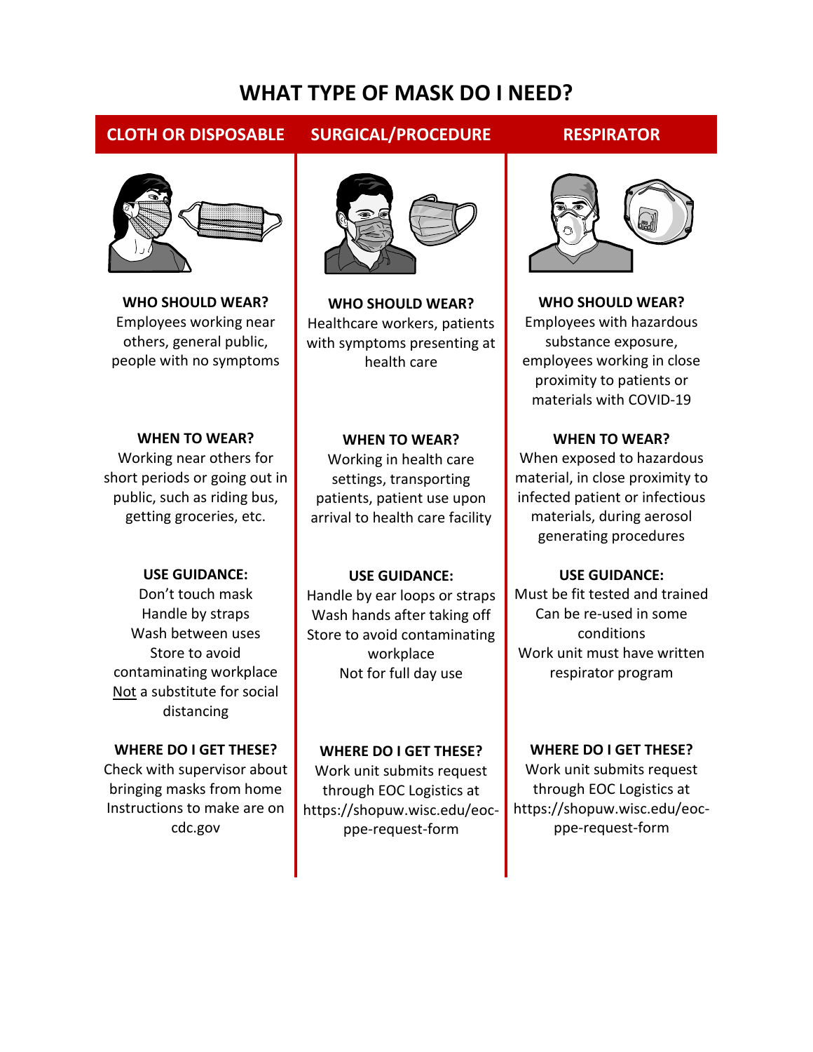# WHAT TYPE OF MASK DO I NEED?

## CLOTH OR DISPOSABLE

**WHO SHOULD WEAR?**
Employees working near others, general public, people with no symptoms

**WHEN TO WEAR?**
Working near others for short periods or going out in public, such as riding bus, getting groceries, etc.

**USE GUIDANCE:**
Don't touch mask
Handle by straps
Wash between uses
Store to avoid contaminating workplace
Not a substitute for social distancing

**WHERE DO I GET THESE?**
Check with supervisor about bringing masks from home
Instructions to make are on cdc.gov

## SURGICAL/PROCEDURE

**WHO SHOULD WEAR?**
Healthcare workers, patients with symptoms presenting at health care

**WHEN TO WEAR?**
Working in health care settings, transporting patients, patient use upon arrival to health care facility

**USE GUIDANCE:**
Handle by ear loops or straps
Wash hands after taking off
Store to avoid contaminating workplace
Not for full day use

**WHERE DO I GET THESE?**
Work unit submits request through EOC Logistics at https://shopuw.wisc.edu/eoc-ppe-request-form

## RESPIRATOR

**WHO SHOULD WEAR?**
Employees with hazardous substance exposure, employees working in close proximity to patients or materials with COVID-19

**WHEN TO WEAR?**
When exposed to hazardous material, in close proximity to infected patient or infectious materials, during aerosol generating procedures

**USE GUIDANCE:**
Must be fit tested and trained
Can be re-used in some conditions
Work unit must have written respirator program

**WHERE DO I GET THESE?**
Work unit submits request through EOC Logistics at https://shopuw.wisc.edu/eoc-ppe-request-form